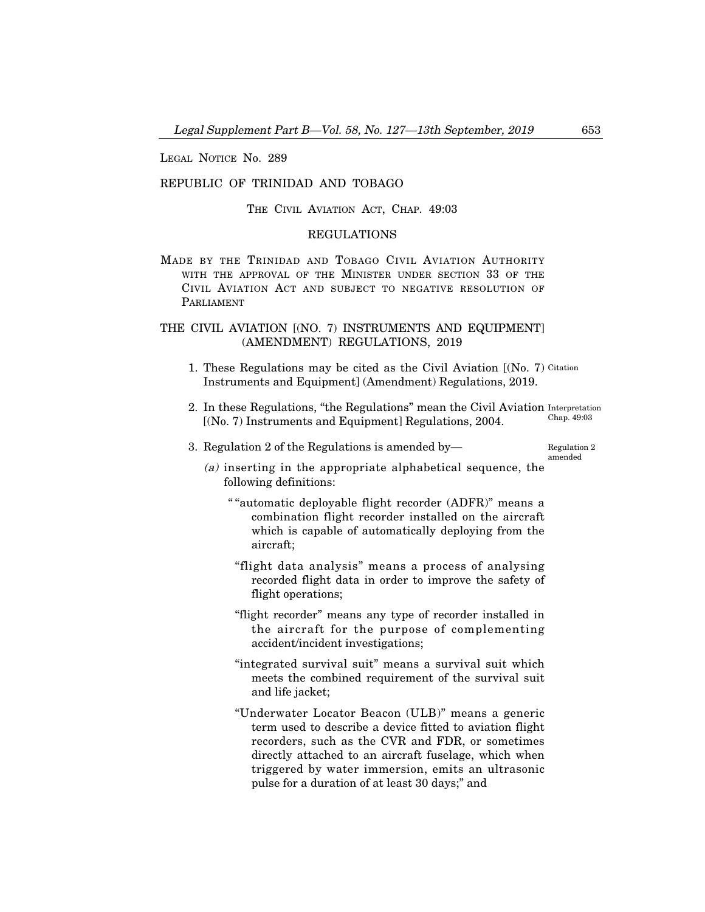LEGAL NOTICE No. 289

REPUBLIC OF TRINIDAD AND TOBAGO

THE CIVIL AVIATION ACT, CHAP. 49:03

REGULATIONS

MADE BY THE TRINIDAD AND TOBAGO CIVIL AVIATION AUTHORITY WITH THE APPROVAL OF THE MINISTER UNDER SECTION 33 OF THE CIVIL AVIATION ACT AND SUBJECT TO NEGATIVE RESOLUTION OF PARLIAMENT

# THE CIVIL AVIATION [(NO. 7) INSTRUMENTS AND EQUIPMENT] (AMENDMENT) REGULATIONS, 2019

Citation

1. These Regulations may be cited as the Civil Aviation [(No. 7) Instruments and Equipment] (Amendment) Regulations, 2019.

Interpretation Chap. 49:03

2. In these Regulations, "the Regulations" mean the Civil Aviation [(No. 7) Instruments and Equipment] Regulations, 2004.

Regulation 2 amended

3. Regulation 2 of the Regulations is amended by—

*(a)* inserting in the appropriate alphabetical sequence, the following definitions:

""automatic deployable flight recorder (ADFR)" means a combination flight recorder installed on the aircraft which is capable of automatically deploying from the aircraft;

"flight data analysis" means a process of analysing recorded flight data in order to improve the safety of flight operations;

"flight recorder" means any type of recorder installed in the aircraft for the purpose of complementing accident/incident investigations;

"integrated survival suit" means a survival suit which meets the combined requirement of the survival suit and life jacket;

"Underwater Locator Beacon (ULB)" means a generic term used to describe a device fitted to aviation flight recorders, such as the CVR and FDR, or sometimes directly attached to an aircraft fuselage, which when triggered by water immersion, emits an ultrasonic pulse for a duration of at least 30 days;" and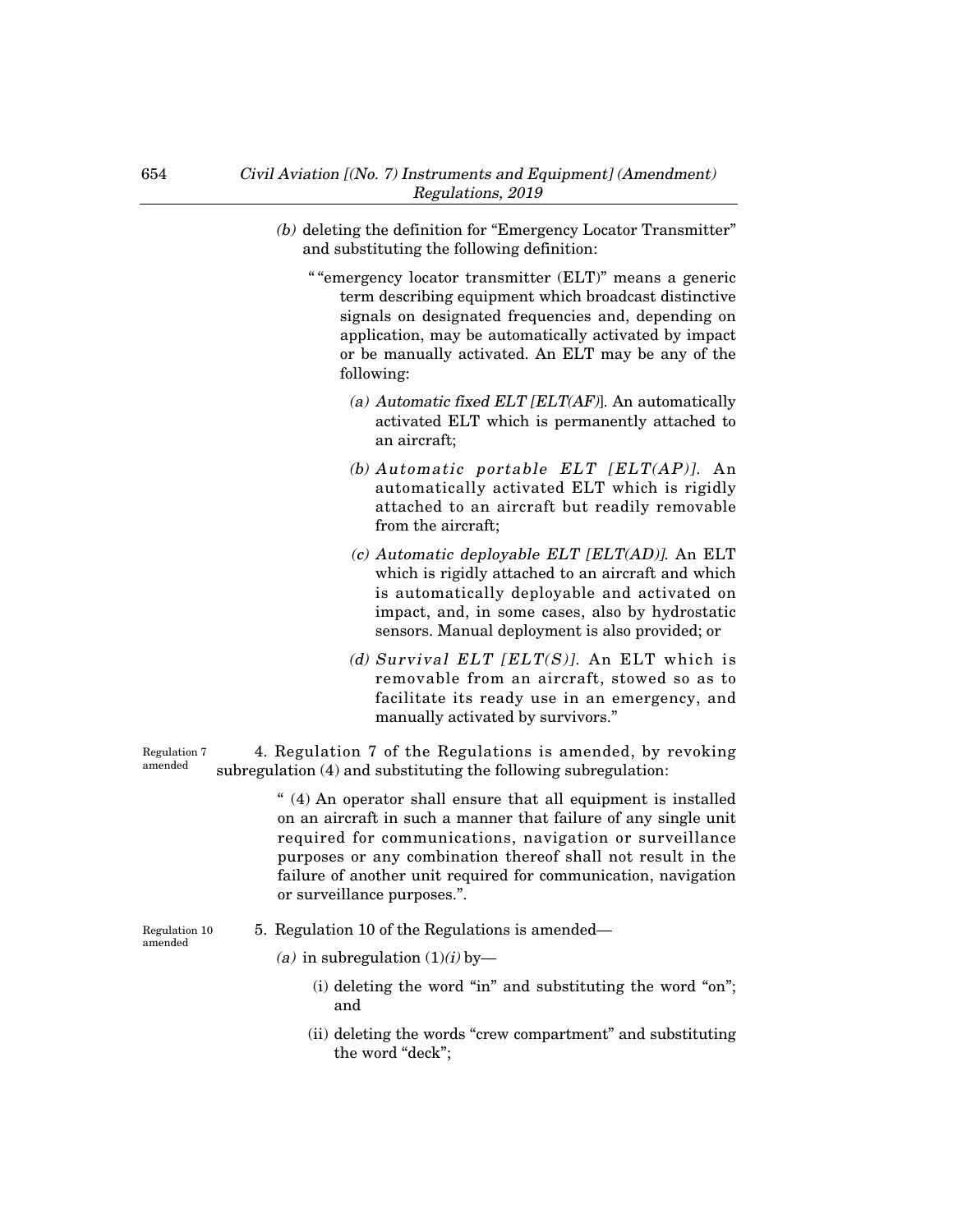(b) deleting the definition for "Emergency Locator Transmitter" and substituting the following definition:

""emergency locator transmitter (ELT)" means a generic term describing equipment which broadcast distinctive signals on designated frequencies and, depending on application, may be automatically activated by impact or be manually activated. An ELT may be any of the following:

(a) *Automatic fixed ELT [ELT(AF)*]. An automatically activated ELT which is permanently attached to an aircraft;

(b) *Automatic portable ELT [ELT(AP)]*. An automatically activated ELT which is rigidly attached to an aircraft but readily removable from the aircraft;

(c) *Automatic deployable ELT [ELT(AD)]*. An ELT which is rigidly attached to an aircraft and which is automatically deployable and activated on impact, and, in some cases, also by hydrostatic sensors. Manual deployment is also provided; or

(d) *Survival ELT [ELT(S)]*. An ELT which is removable from an aircraft, stowed so as to facilitate its ready use in an emergency, and manually activated by survivors."

Regulation 7 amended

4. Regulation 7 of the Regulations is amended, by revoking subregulation (4) and substituting the following subregulation:

" (4) An operator shall ensure that all equipment is installed on an aircraft in such a manner that failure of any single unit required for communications, navigation or surveillance purposes or any combination thereof shall not result in the failure of another unit required for communication, navigation or surveillance purposes.".

Regulation 10 amended

5. Regulation 10 of the Regulations is amended—

(a) in subregulation (1)*(i)* by—

(i) deleting the word "in" and substituting the word "on"; and

(ii) deleting the words "crew compartment" and substituting the word "deck";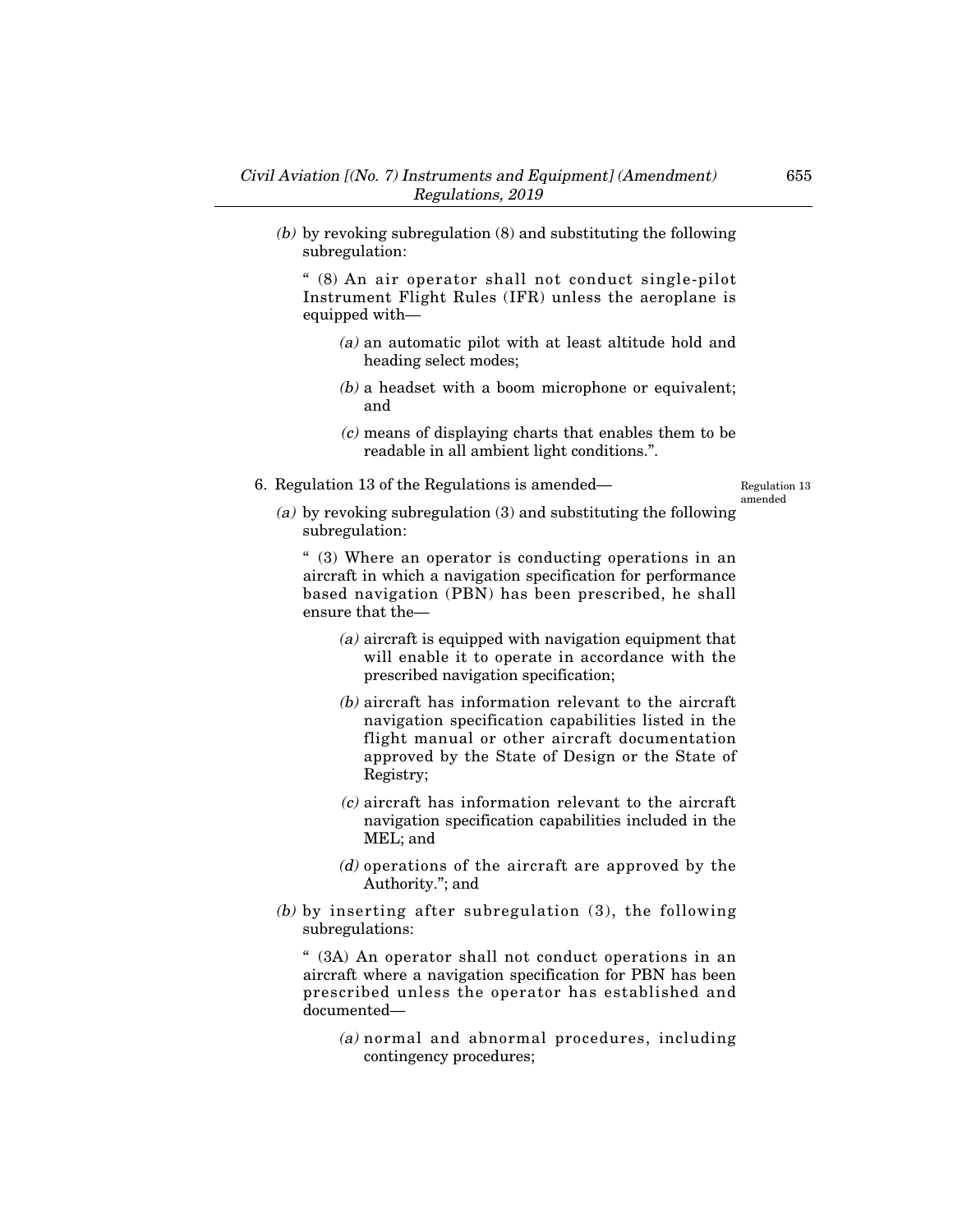*(b)* by revoking subregulation (8) and substituting the following subregulation:

" (8) An air operator shall not conduct single-pilot Instrument Flight Rules (IFR) unless the aeroplane is equipped with—

*(a)* an automatic pilot with at least altitude hold and heading select modes;

*(b)* a headset with a boom microphone or equivalent; and

*(c)* means of displaying charts that enables them to be readable in all ambient light conditions.".

6. Regulation 13 of the Regulations is amended—

Regulation 13 amended

*(a)* by revoking subregulation (3) and substituting the following subregulation:

" (3) Where an operator is conducting operations in an aircraft in which a navigation specification for performance based navigation (PBN) has been prescribed, he shall ensure that the—

*(a)* aircraft is equipped with navigation equipment that will enable it to operate in accordance with the prescribed navigation specification;

*(b)* aircraft has information relevant to the aircraft navigation specification capabilities listed in the flight manual or other aircraft documentation approved by the State of Design or the State of Registry;

*(c)* aircraft has information relevant to the aircraft navigation specification capabilities included in the MEL; and

*(d)* operations of the aircraft are approved by the Authority."; and

*(b)* by inserting after subregulation (3), the following subregulations:

" (3A) An operator shall not conduct operations in an aircraft where a navigation specification for PBN has been prescribed unless the operator has established and documented—

*(a)* normal and abnormal procedures, including contingency procedures;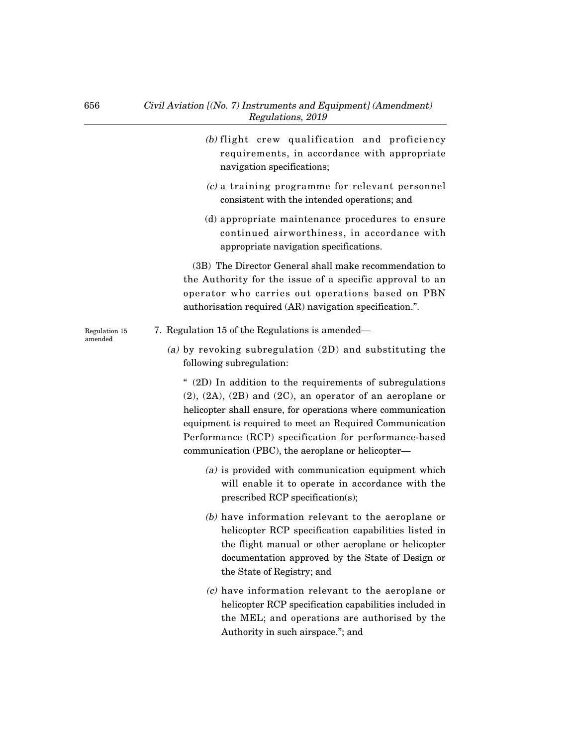(b) flight crew qualification and proficiency requirements, in accordance with appropriate navigation specifications;

(c) a training programme for relevant personnel consistent with the intended operations; and

(d) appropriate maintenance procedures to ensure continued airworthiness, in accordance with appropriate navigation specifications.

(3B) The Director General shall make recommendation to the Authority for the issue of a specific approval to an operator who carries out operations based on PBN authorisation required (AR) navigation specification.".

Regulation 15 amended

7. Regulation 15 of the Regulations is amended—

(a) by revoking subregulation (2D) and substituting the following subregulation:

" (2D) In addition to the requirements of subregulations (2), (2A), (2B) and (2C), an operator of an aeroplane or helicopter shall ensure, for operations where communication equipment is required to meet an Required Communication Performance (RCP) specification for performance-based communication (PBC), the aeroplane or helicopter—

(a) is provided with communication equipment which will enable it to operate in accordance with the prescribed RCP specification(s);

(b) have information relevant to the aeroplane or helicopter RCP specification capabilities listed in the flight manual or other aeroplane or helicopter documentation approved by the State of Design or the State of Registry; and

(c) have information relevant to the aeroplane or helicopter RCP specification capabilities included in the MEL; and operations are authorised by the Authority in such airspace."; and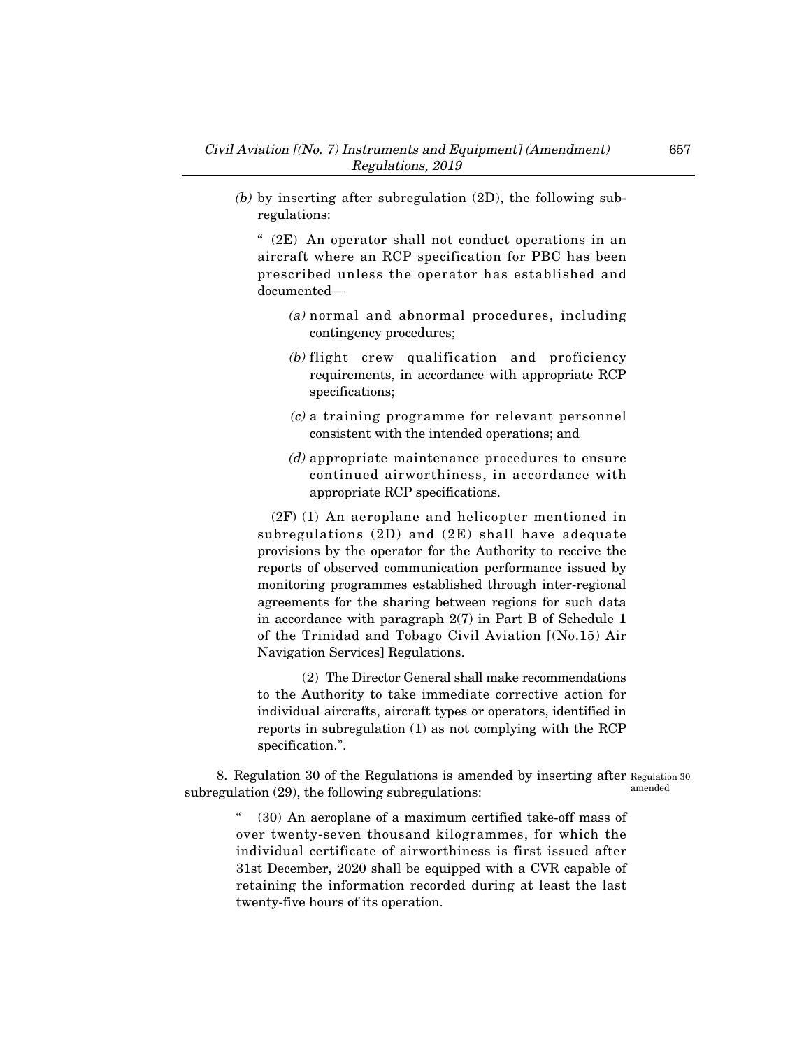*(b)* by inserting after subregulation (2D), the following subregulations:

" (2E) An operator shall not conduct operations in an aircraft where an RCP specification for PBC has been prescribed unless the operator has established and documented—

*(a)* normal and abnormal procedures, including contingency procedures;

*(b)* flight crew qualification and proficiency requirements, in accordance with appropriate RCP specifications;

*(c)* a training programme for relevant personnel consistent with the intended operations; and

*(d)* appropriate maintenance procedures to ensure continued airworthiness, in accordance with appropriate RCP specifications.

(2F) (1) An aeroplane and helicopter mentioned in subregulations (2D) and (2E) shall have adequate provisions by the operator for the Authority to receive the reports of observed communication performance issued by monitoring programmes established through inter-regional agreements for the sharing between regions for such data in accordance with paragraph 2(7) in Part B of Schedule 1 of the Trinidad and Tobago Civil Aviation [(No.15) Air Navigation Services] Regulations.

(2) The Director General shall make recommendations to the Authority to take immediate corrective action for individual aircrafts, aircraft types or operators, identified in reports in subregulation (1) as not complying with the RCP specification.".

8. Regulation 30 of the Regulations is amended by inserting after subregulation (29), the following subregulations:

Regulation 30 amended

" (30) An aeroplane of a maximum certified take-off mass of over twenty-seven thousand kilogrammes, for which the individual certificate of airworthiness is first issued after 31st December, 2020 shall be equipped with a CVR capable of retaining the information recorded during at least the last twenty-five hours of its operation.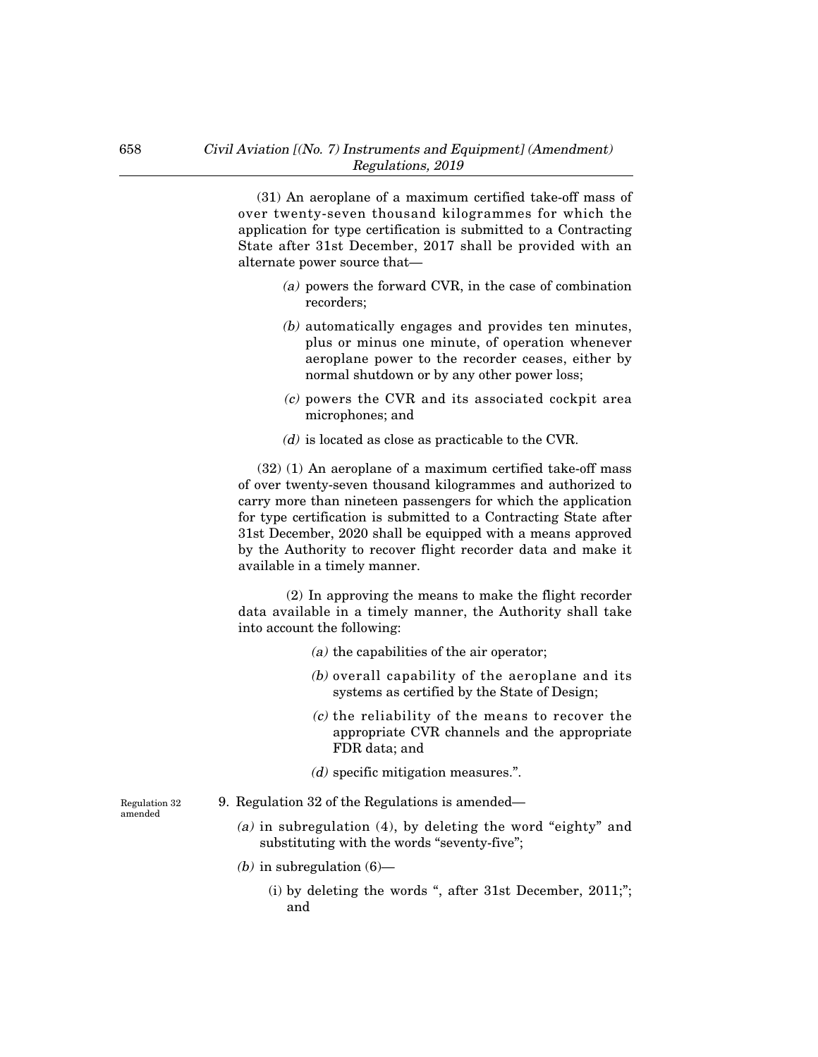(31) An aeroplane of a maximum certified take-off mass of over twenty-seven thousand kilogrammes for which the application for type certification is submitted to a Contracting State after 31st December, 2017 shall be provided with an alternate power source that—

*(a)* powers the forward CVR, in the case of combination recorders;

*(b)* automatically engages and provides ten minutes, plus or minus one minute, of operation whenever aeroplane power to the recorder ceases, either by normal shutdown or by any other power loss;

*(c)* powers the CVR and its associated cockpit area microphones; and

*(d)* is located as close as practicable to the CVR.

(32) (1) An aeroplane of a maximum certified take-off mass of over twenty-seven thousand kilogrammes and authorized to carry more than nineteen passengers for which the application for type certification is submitted to a Contracting State after 31st December, 2020 shall be equipped with a means approved by the Authority to recover flight recorder data and make it available in a timely manner.

(2) In approving the means to make the flight recorder data available in a timely manner, the Authority shall take into account the following:

*(a)* the capabilities of the air operator;

*(b)* overall capability of the aeroplane and its systems as certified by the State of Design;

*(c)* the reliability of the means to recover the appropriate CVR channels and the appropriate FDR data; and

*(d)* specific mitigation measures.".

Regulation 32 amended

9. Regulation 32 of the Regulations is amended—

*(a)* in subregulation (4), by deleting the word "eighty" and substituting with the words "seventy-five";

*(b)* in subregulation (6)—

(i) by deleting the words ", after 31st December, 2011;"; and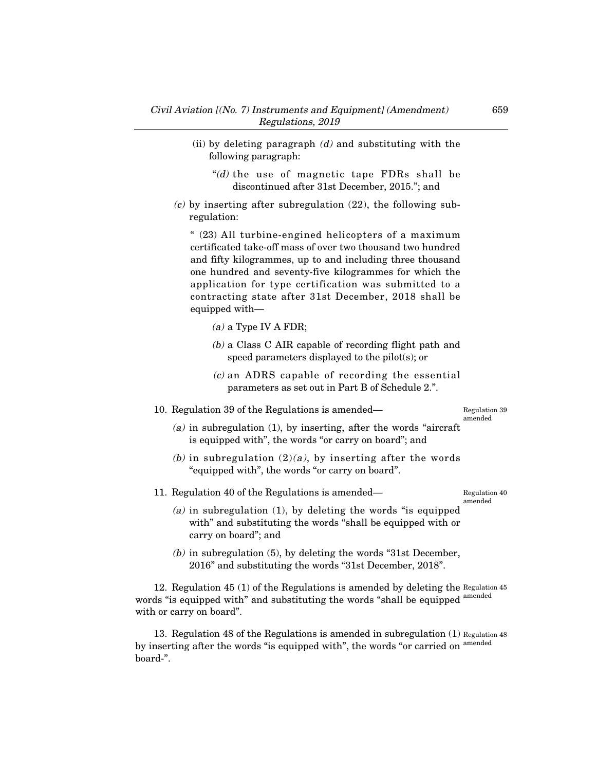(ii) by deleting paragraph *(d)* and substituting with the following paragraph:

"*(d)* the use of magnetic tape FDRs shall be discontinued after 31st December, 2015."; and

*(c)* by inserting after subregulation (22), the following sub-regulation:

" (23) All turbine-engined helicopters of a maximum certificated take-off mass of over two thousand two hundred and fifty kilogrammes, up to and including three thousand one hundred and seventy-five kilogrammes for which the application for type certification was submitted to a contracting state after 31st December, 2018 shall be equipped with—

*(a)* a Type IV A FDR;

*(b)* a Class C AIR capable of recording flight path and speed parameters displayed to the pilot(s); or

*(c)* an ADRS capable of recording the essential parameters as set out in Part B of Schedule 2.".

Regulation 39 amended

10. Regulation 39 of the Regulations is amended—

*(a)* in subregulation (1), by inserting, after the words "aircraft is equipped with", the words "or carry on board"; and

*(b)* in subregulation (2)*(a)*, by inserting after the words "equipped with", the words "or carry on board".

Regulation 40 amended

11. Regulation 40 of the Regulations is amended—

*(a)* in subregulation (1), by deleting the words "is equipped with" and substituting the words "shall be equipped with or carry on board"; and

*(b)* in subregulation (5), by deleting the words "31st December, 2016" and substituting the words "31st December, 2018".

Regulation 45 amended

12. Regulation 45 (1) of the Regulations is amended by deleting the words "is equipped with" and substituting the words "shall be equipped with or carry on board".

Regulation 48 amended

13. Regulation 48 of the Regulations is amended in subregulation (1) by inserting after the words "is equipped with", the words "or carried on board-".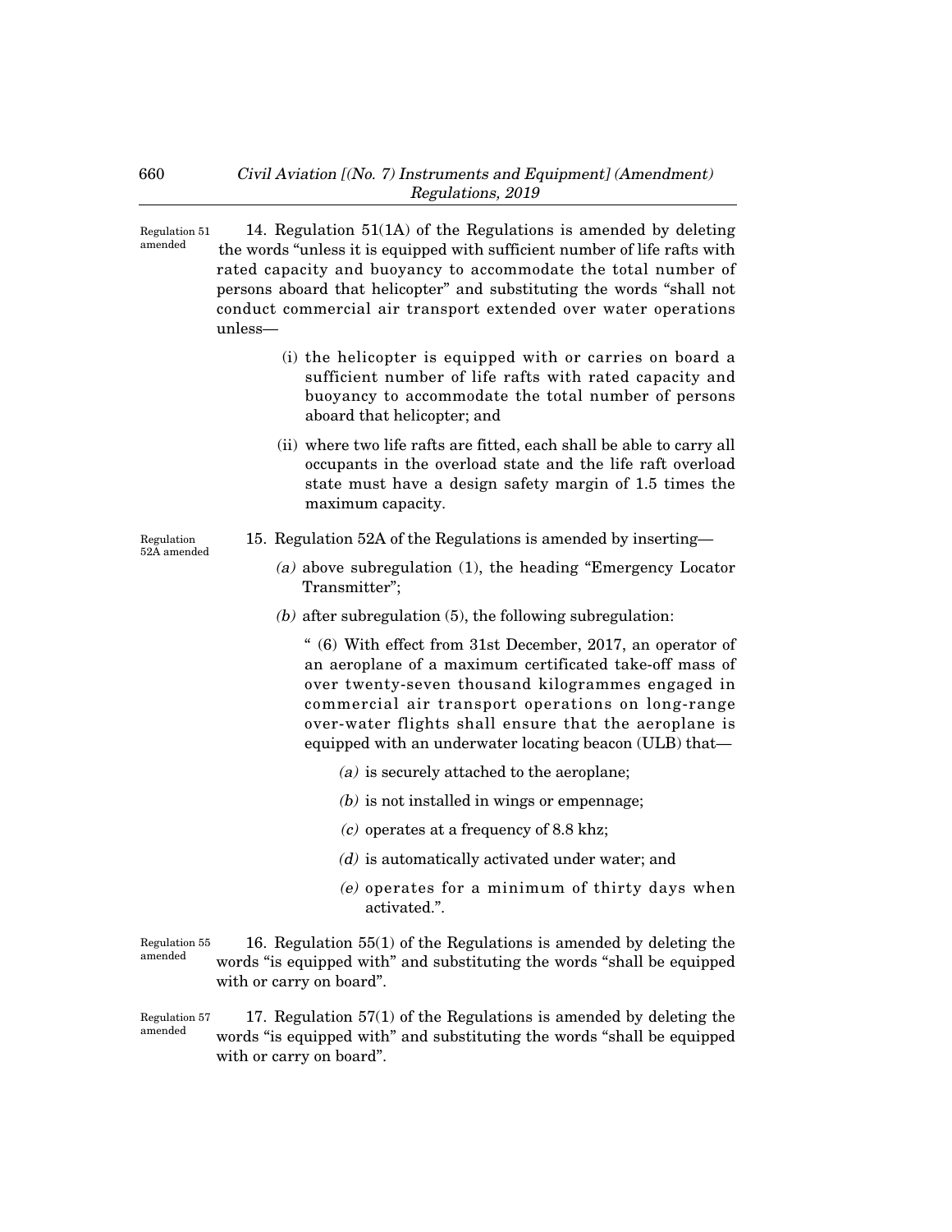Regulation 51 amended

14. Regulation 51(1A) of the Regulations is amended by deleting the words "unless it is equipped with sufficient number of life rafts with rated capacity and buoyancy to accommodate the total number of persons aboard that helicopter" and substituting the words "shall not conduct commercial air transport extended over water operations unless—

(i) the helicopter is equipped with or carries on board a sufficient number of life rafts with rated capacity and buoyancy to accommodate the total number of persons aboard that helicopter; and

(ii) where two life rafts are fitted, each shall be able to carry all occupants in the overload state and the life raft overload state must have a design safety margin of 1.5 times the maximum capacity.

Regulation 52A amended

15. Regulation 52A of the Regulations is amended by inserting—

*(a)* above subregulation (1), the heading "Emergency Locator Transmitter";

*(b)* after subregulation (5), the following subregulation:

" (6) With effect from 31st December, 2017, an operator of an aeroplane of a maximum certificated take-off mass of over twenty-seven thousand kilogrammes engaged in commercial air transport operations on long-range over-water flights shall ensure that the aeroplane is equipped with an underwater locating beacon (ULB) that—

*(a)* is securely attached to the aeroplane;

*(b)* is not installed in wings or empennage;

*(c)* operates at a frequency of 8.8 khz;

*(d)* is automatically activated under water; and

*(e)* operates for a minimum of thirty days when activated.".

Regulation 55 amended

16. Regulation 55(1) of the Regulations is amended by deleting the words "is equipped with" and substituting the words "shall be equipped with or carry on board".

Regulation 57 amended

17. Regulation 57(1) of the Regulations is amended by deleting the words "is equipped with" and substituting the words "shall be equipped with or carry on board".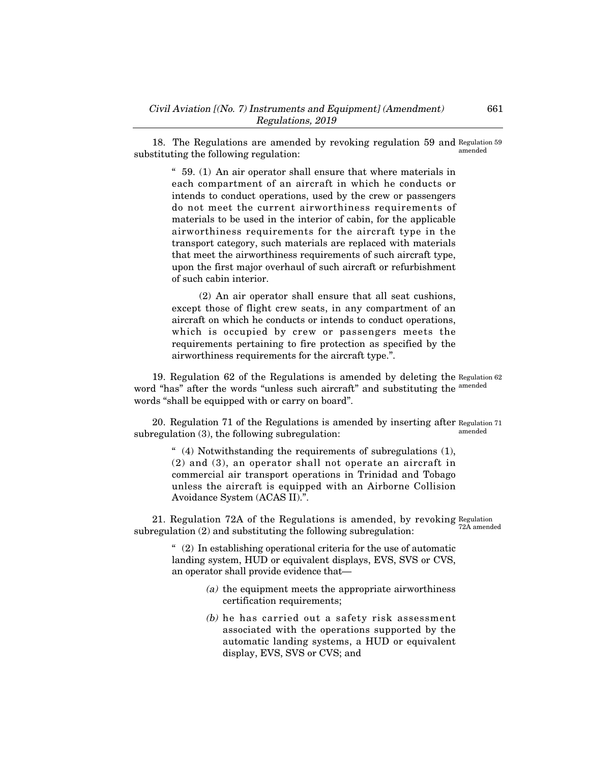18. The Regulations are amended by revoking regulation 59 and substituting the following regulation:

Regulation 59 amended

" 59. (1) An air operator shall ensure that where materials in each compartment of an aircraft in which he conducts or intends to conduct operations, used by the crew or passengers do not meet the current airworthiness requirements of materials to be used in the interior of cabin, for the applicable airworthiness requirements for the aircraft type in the transport category, such materials are replaced with materials that meet the airworthiness requirements of such aircraft type, upon the first major overhaul of such aircraft or refurbishment of such cabin interior.

(2) An air operator shall ensure that all seat cushions, except those of flight crew seats, in any compartment of an aircraft on which he conducts or intends to conduct operations, which is occupied by crew or passengers meets the requirements pertaining to fire protection as specified by the airworthiness requirements for the aircraft type.".

19. Regulation 62 of the Regulations is amended by deleting the word "has" after the words "unless such aircraft" and substituting the words "shall be equipped with or carry on board".

Regulation 62 amended

20. Regulation 71 of the Regulations is amended by inserting after subregulation (3), the following subregulation:

Regulation 71 amended

" (4) Notwithstanding the requirements of subregulations (1), (2) and (3), an operator shall not operate an aircraft in commercial air transport operations in Trinidad and Tobago unless the aircraft is equipped with an Airborne Collision Avoidance System (ACAS II).".

21. Regulation 72A of the Regulations is amended, by revoking subregulation (2) and substituting the following subregulation:

Regulation 72A amended

" (2) In establishing operational criteria for the use of automatic landing system, HUD or equivalent displays, EVS, SVS or CVS, an operator shall provide evidence that—

*(a)* the equipment meets the appropriate airworthiness certification requirements;

*(b)* he has carried out a safety risk assessment associated with the operations supported by the automatic landing systems, a HUD or equivalent display, EVS, SVS or CVS; and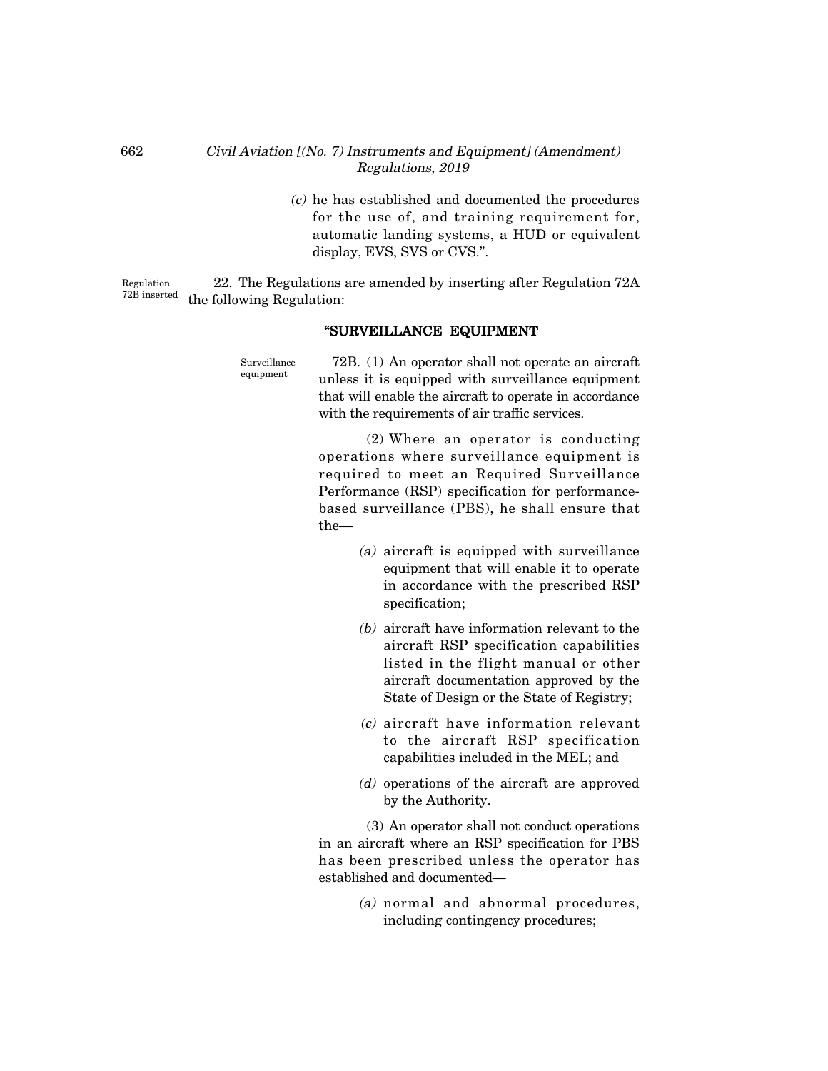(c) he has established and documented the procedures for the use of, and training requirement for, automatic landing systems, a HUD or equivalent display, EVS, SVS or CVS.".

Regulation 72B inserted

22. The Regulations are amended by inserting after Regulation 72A the following Regulation:

**"SURVEILLANCE EQUIPMENT**

Surveillance equipment

72B. (1) An operator shall not operate an aircraft unless it is equipped with surveillance equipment that will enable the aircraft to operate in accordance with the requirements of air traffic services.

(2) Where an operator is conducting operations where surveillance equipment is required to meet an Required Surveillance Performance (RSP) specification for performance-based surveillance (PBS), he shall ensure that the—

(a) aircraft is equipped with surveillance equipment that will enable it to operate in accordance with the prescribed RSP specification;

(b) aircraft have information relevant to the aircraft RSP specification capabilities listed in the flight manual or other aircraft documentation approved by the State of Design or the State of Registry;

(c) aircraft have information relevant to the aircraft RSP specification capabilities included in the MEL; and

(d) operations of the aircraft are approved by the Authority.

(3) An operator shall not conduct operations in an aircraft where an RSP specification for PBS has been prescribed unless the operator has established and documented—

(a) normal and abnormal procedures, including contingency procedures;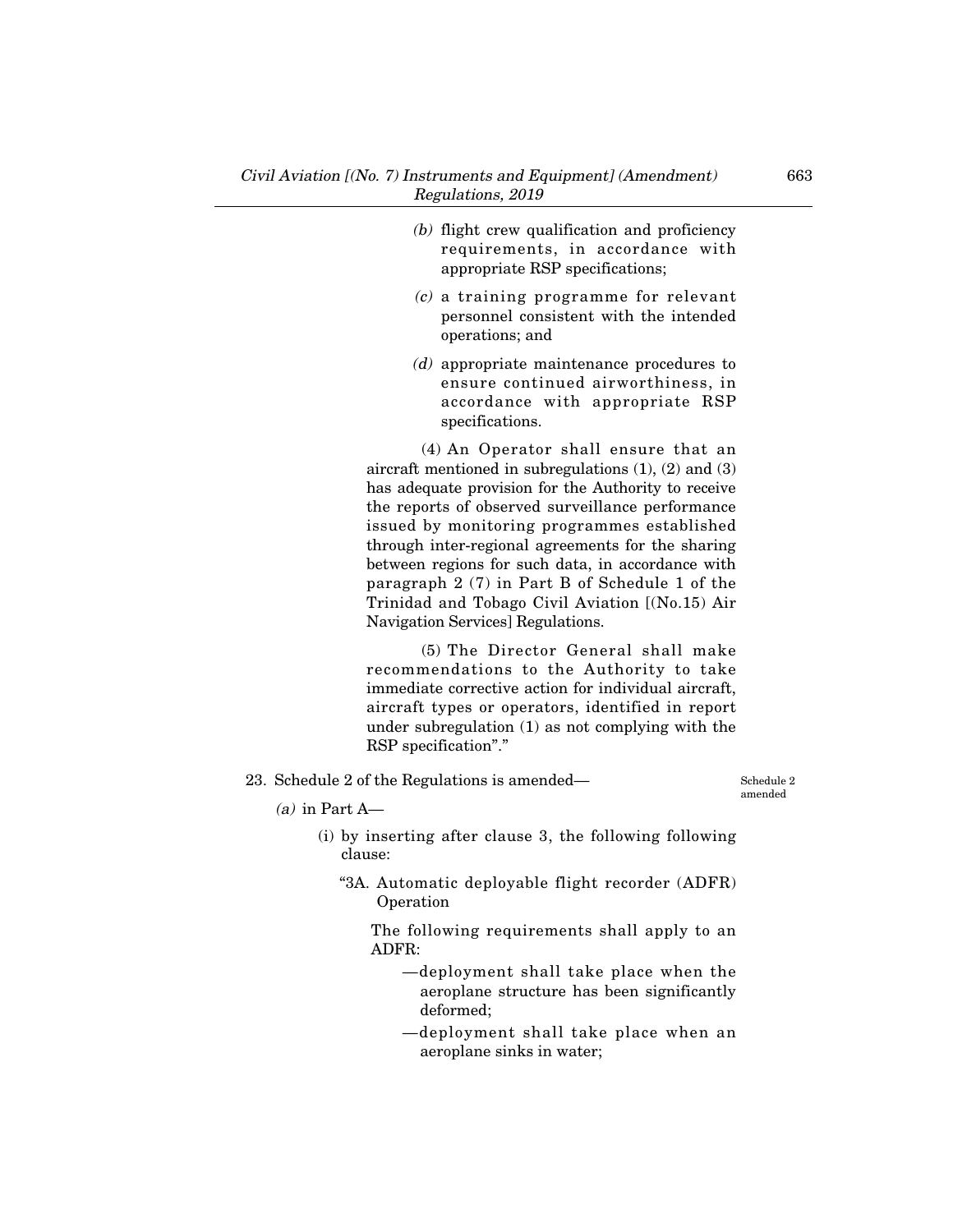*(b)* flight crew qualification and proficiency requirements, in accordance with appropriate RSP specifications;

*(c)* a training programme for relevant personnel consistent with the intended operations; and

*(d)* appropriate maintenance procedures to ensure continued airworthiness, in accordance with appropriate RSP specifications.

(4) An Operator shall ensure that an aircraft mentioned in subregulations (1), (2) and (3) has adequate provision for the Authority to receive the reports of observed surveillance performance issued by monitoring programmes established through inter-regional agreements for the sharing between regions for such data, in accordance with paragraph 2 (7) in Part B of Schedule 1 of the Trinidad and Tobago Civil Aviation [(No.15) Air Navigation Services] Regulations.

(5) The Director General shall make recommendations to the Authority to take immediate corrective action for individual aircraft, aircraft types or operators, identified in report under subregulation (1) as not complying with the RSP specification"."

23. Schedule 2 of the Regulations is amended—

Schedule 2 amended

*(a)* in Part A—

(i) by inserting after clause 3, the following following clause:

"3A. Automatic deployable flight recorder (ADFR) Operation

The following requirements shall apply to an ADFR:

—deployment shall take place when the aeroplane structure has been significantly deformed;

—deployment shall take place when an aeroplane sinks in water;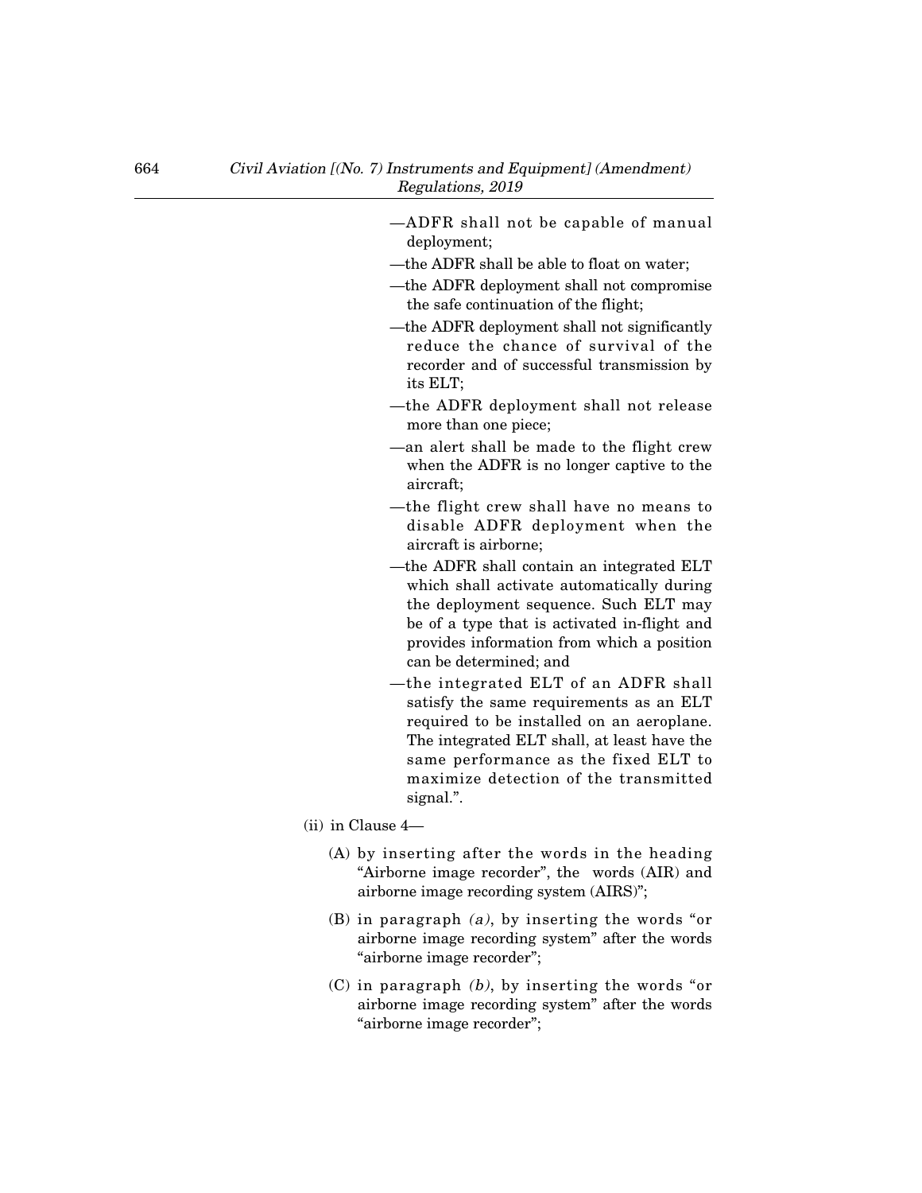—ADFR shall not be capable of manual deployment;

—the ADFR shall be able to float on water;

—the ADFR deployment shall not compromise the safe continuation of the flight;

—the ADFR deployment shall not significantly reduce the chance of survival of the recorder and of successful transmission by its ELT;

—the ADFR deployment shall not release more than one piece;

—an alert shall be made to the flight crew when the ADFR is no longer captive to the aircraft;

—the flight crew shall have no means to disable ADFR deployment when the aircraft is airborne;

—the ADFR shall contain an integrated ELT which shall activate automatically during the deployment sequence. Such ELT may be of a type that is activated in-flight and provides information from which a position can be determined; and

—the integrated ELT of an ADFR shall satisfy the same requirements as an ELT required to be installed on an aeroplane. The integrated ELT shall, at least have the same performance as the fixed ELT to maximize detection of the transmitted signal.".

(ii) in Clause 4—

(A) by inserting after the words in the heading "Airborne image recorder", the words (AIR) and airborne image recording system (AIRS)";

(B) in paragraph *(a)*, by inserting the words "or airborne image recording system" after the words "airborne image recorder";

(C) in paragraph *(b)*, by inserting the words "or airborne image recording system" after the words "airborne image recorder";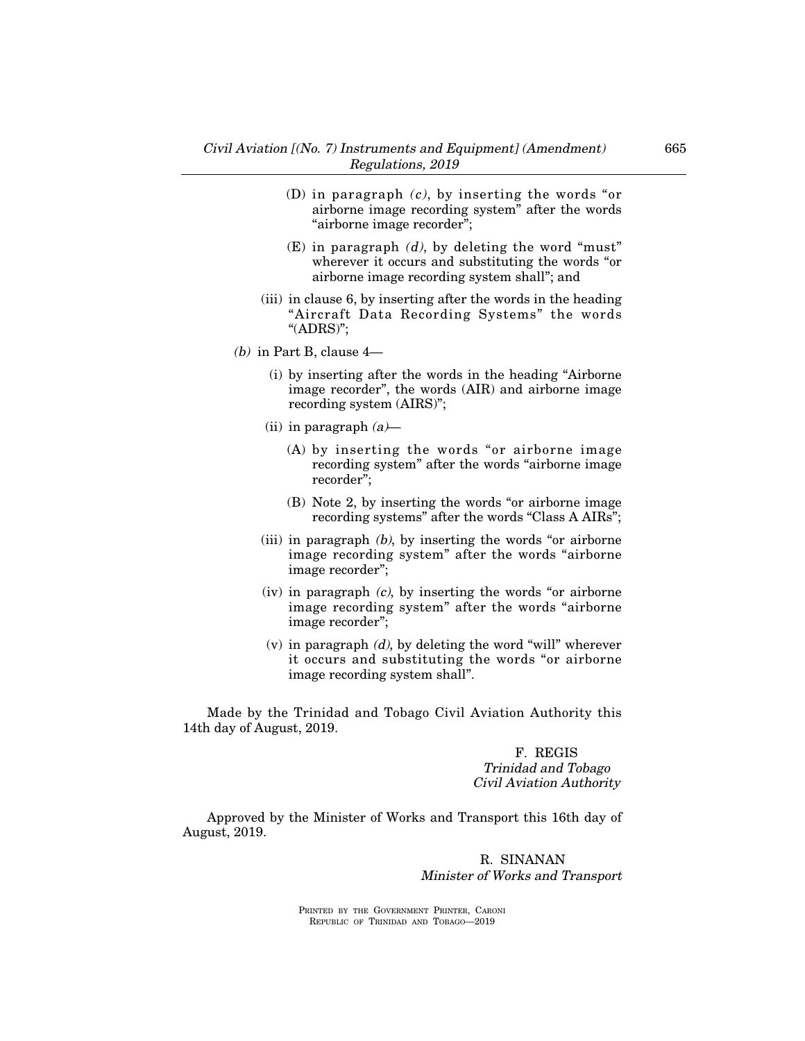(D) in paragraph *(c)*, by inserting the words "or airborne image recording system" after the words "airborne image recorder";

(E) in paragraph *(d)*, by deleting the word "must" wherever it occurs and substituting the words "or airborne image recording system shall"; and

(iii) in clause 6, by inserting after the words in the heading "Aircraft Data Recording Systems" the words "(ADRS)";

*(b)* in Part B, clause 4—

(i) by inserting after the words in the heading "Airborne image recorder", the words (AIR) and airborne image recording system (AIRS)";

(ii) in paragraph *(a)*—

(A) by inserting the words "or airborne image recording system" after the words "airborne image recorder";

(B) Note 2, by inserting the words "or airborne image recording systems" after the words "Class A AIRs";

(iii) in paragraph *(b)*, by inserting the words "or airborne image recording system" after the words "airborne image recorder";

(iv) in paragraph *(c)*, by inserting the words "or airborne image recording system" after the words "airborne image recorder";

(v) in paragraph *(d)*, by deleting the word "will" wherever it occurs and substituting the words "or airborne image recording system shall".

Made by the Trinidad and Tobago Civil Aviation Authority this 14th day of August, 2019.

F. REGIS
*Trinidad and Tobago Civil Aviation Authority*

Approved by the Minister of Works and Transport this 16th day of August, 2019.

R. SINANAN
*Minister of Works and Transport*

PRINTED BY THE GOVERNMENT PRINTER, CARONI
REPUBLIC OF TRINIDAD AND TOBAGO—2019